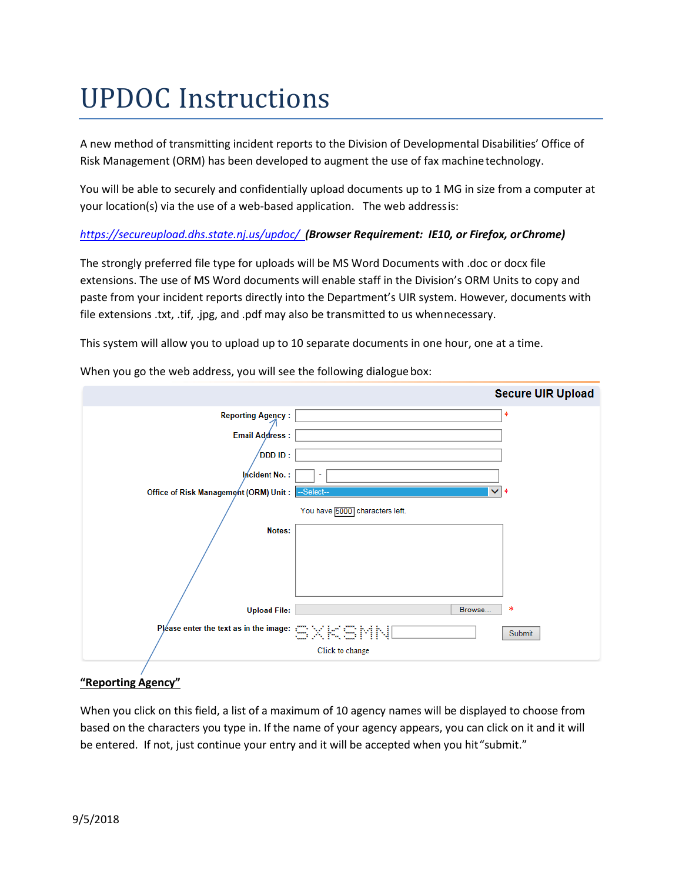# UPDOC Instructions

A new method of transmitting incident reports to the Division of Developmental Disabilities' Office of Risk Management (ORM) has been developed to augment the use of fax machine technology.

You will be able to securely and confidentially upload documents up to 1 MG in size from a computer at your location(s) via the use of a web-based application. The web address is:

*https://secureupload.dhs.state.nj.us/updoc/* ***(Browser Requirement: IE10, or Firefox, or Chrome)***

The strongly preferred file type for uploads will be MS Word Documents with .doc or docx file extensions. The use of MS Word documents will enable staff in the Division's ORM Units to copy and paste from your incident reports directly into the Department's UIR system. However, documents with file extensions .txt, .tif, .jpg, and .pdf may also be transmitted to us when necessary.

This system will allow you to upload up to 10 separate documents in one hour, one at a time.

When you go the web address, you will see the following dialogue box:

**Secure UIR Upload**

- Reporting Agency : ___ *
- Email Address : ___
- DDD ID : ___
- Incident No. : ___ - ___
- Office of Risk Management (ORM) Unit : --Select-- *
- You have 5000 characters left.
- Notes: ___
- Upload File: ___ Browse... *
- Please enter the text as in the image: SXKSMN ___ Submit
- Click to change

**"Reporting Agency"**

When you click on this field, a list of a maximum of 10 agency names will be displayed to choose from based on the characters you type in. If the name of your agency appears, you can click on it and it will be entered. If not, just continue your entry and it will be accepted when you hit "submit."

9/5/2018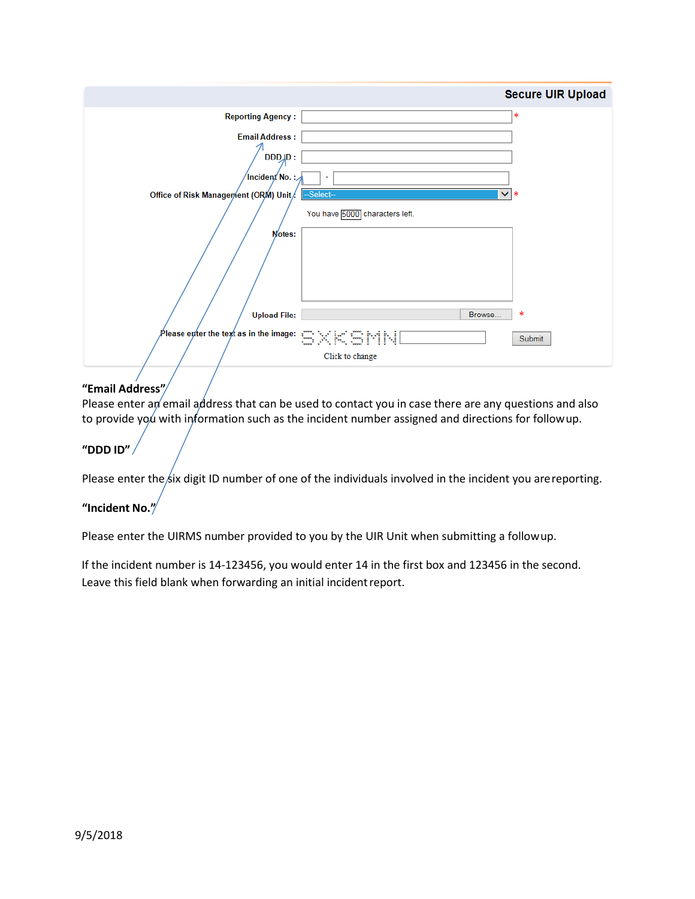**Secure UIR Upload**

Reporting Agency : *

Email Address :

DDD ID :

Incident No. : -

Office of Risk Management (ORM) Unit : --Select-- *

You have 5000 characters left.

Notes:

Upload File: Browse... *

Please enter the text as in the image: Submit

Click to change

**“Email Address”**

Please enter an email address that can be used to contact you in case there are any questions and also to provide you with information such as the incident number assigned and directions for followup.

**“DDD ID”**

Please enter the six digit ID number of one of the individuals involved in the incident you are reporting.

**“Incident No.”**

Please enter the UIRMS number provided to you by the UIR Unit when submitting a followup.

If the incident number is 14-123456, you would enter 14 in the first box and 123456 in the second. Leave this field blank when forwarding an initial incident report.

9/5/2018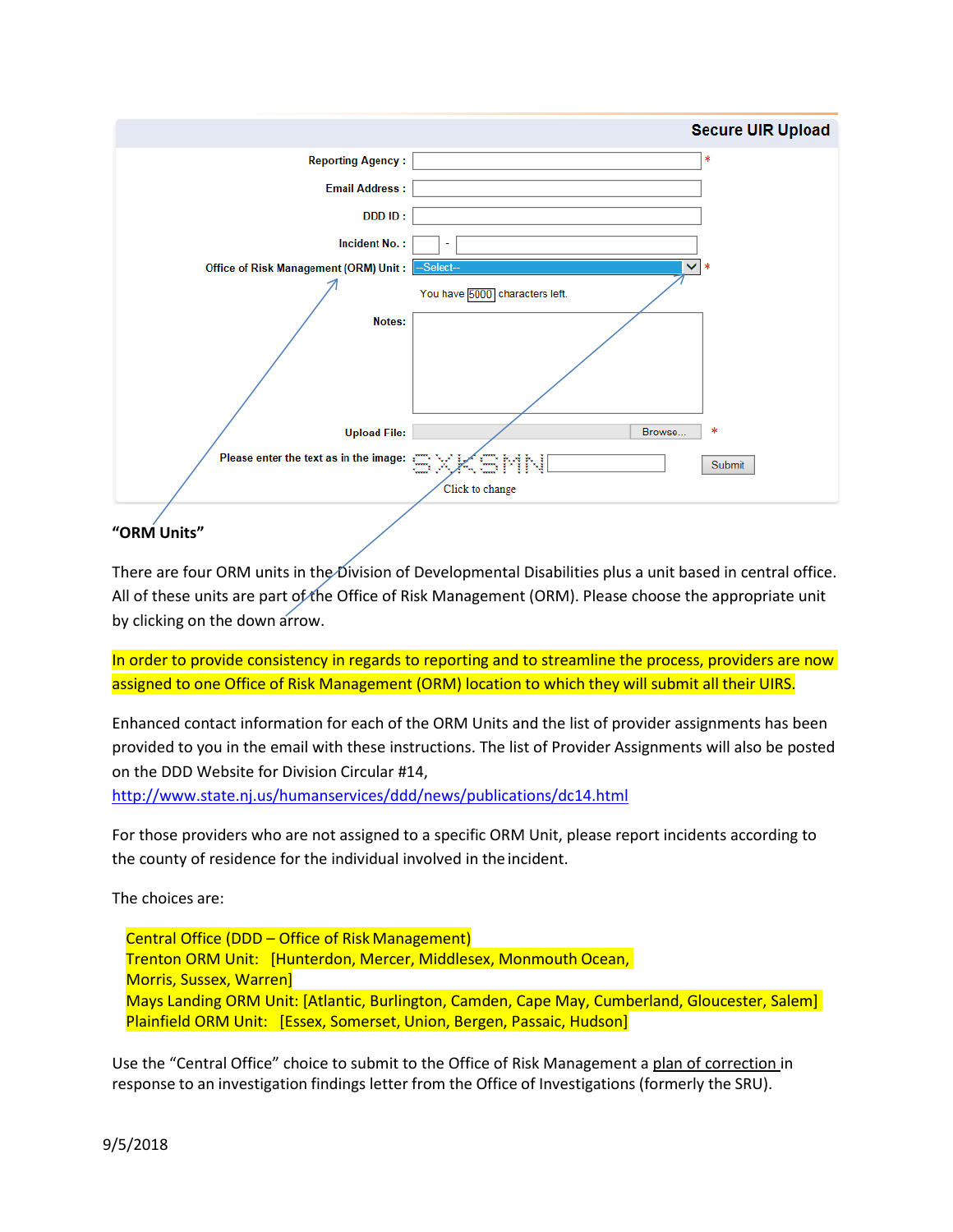**Secure UIR Upload**

Reporting Agency : *

Email Address :

DDD ID :

Incident No. : -

Office of Risk Management (ORM) Unit : --Select-- *

You have 5000 characters left.

Notes:

Upload File: Browse... *

Please enter the text as in the image: SXKSMN Submit

Click to change

**"ORM Units"**

There are four ORM units in the Division of Developmental Disabilities plus a unit based in central office. All of these units are part of the Office of Risk Management (ORM). Please choose the appropriate unit by clicking on the down arrow.

In order to provide consistency in regards to reporting and to streamline the process, providers are now assigned to one Office of Risk Management (ORM) location to which they will submit all their UIRS.

Enhanced contact information for each of the ORM Units and the list of provider assignments has been provided to you in the email with these instructions. The list of Provider Assignments will also be posted on the DDD Website for Division Circular #14, http://www.state.nj.us/humanservices/ddd/news/publications/dc14.html

For those providers who are not assigned to a specific ORM Unit, please report incidents according to the county of residence for the individual involved in the incident.

The choices are:

Central Office (DDD – Office of Risk Management)
Trenton ORM Unit: [Hunterdon, Mercer, Middlesex, Monmouth Ocean, Morris, Sussex, Warren]
Mays Landing ORM Unit: [Atlantic, Burlington, Camden, Cape May, Cumberland, Gloucester, Salem]
Plainfield ORM Unit: [Essex, Somerset, Union, Bergen, Passaic, Hudson]

Use the "Central Office" choice to submit to the Office of Risk Management a plan of correction in response to an investigation findings letter from the Office of Investigations (formerly the SRU).

9/5/2018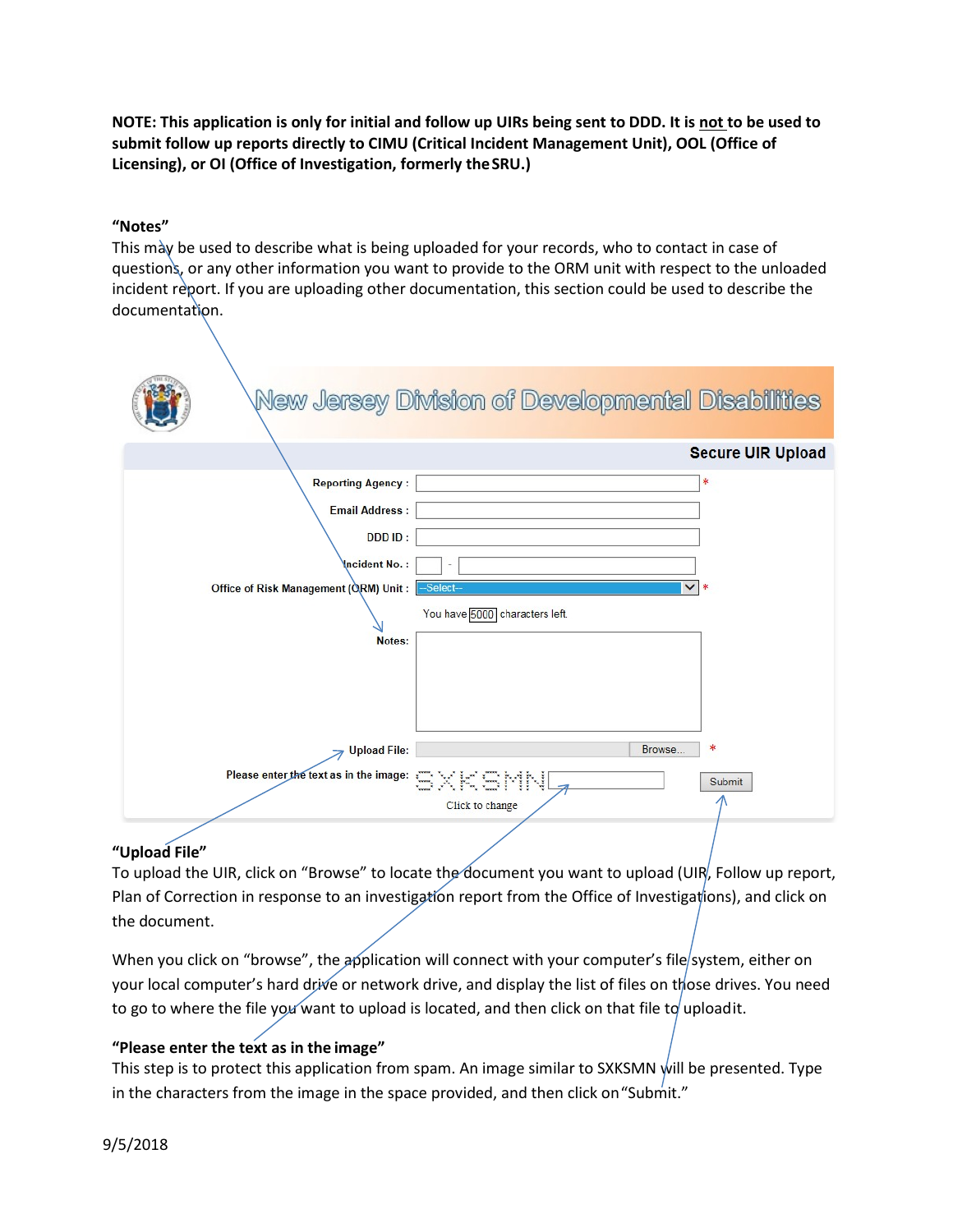**NOTE: This application is only for initial and follow up UIRs being sent to DDD. It is not to be used to submit follow up reports directly to CIMU (Critical Incident Management Unit), OOL (Office of Licensing), or OI (Office of Investigation, formerly the SRU.)**

**"Notes"**

This may be used to describe what is being uploaded for your records, who to contact in case of questions, or any other information you want to provide to the ORM unit with respect to the unloaded incident report. If you are uploading other documentation, this section could be used to describe the documentation.

New Jersey Division of Developmental Disabilities

**Secure UIR Upload**

Reporting Agency : *

Email Address :

DDD ID :

Incident No. : -

Office of Risk Management (ORM) Unit : --Select-- *

You have 5000 characters left.

Notes:

Upload File: Browse... *

Please enter the text as in the image: SXKSMN Submit

Click to change

**"Upload File"**

To upload the UIR, click on "Browse" to locate the document you want to upload (UIR, Follow up report, Plan of Correction in response to an investigation report from the Office of Investigations), and click on the document.

When you click on "browse", the application will connect with your computer's file system, either on your local computer's hard drive or network drive, and display the list of files on those drives. You need to go to where the file you want to upload is located, and then click on that file to upload it.

**"Please enter the text as in the image"**

This step is to protect this application from spam. An image similar to SXKSMN will be presented. Type in the characters from the image in the space provided, and then click on "Submit."

9/5/2018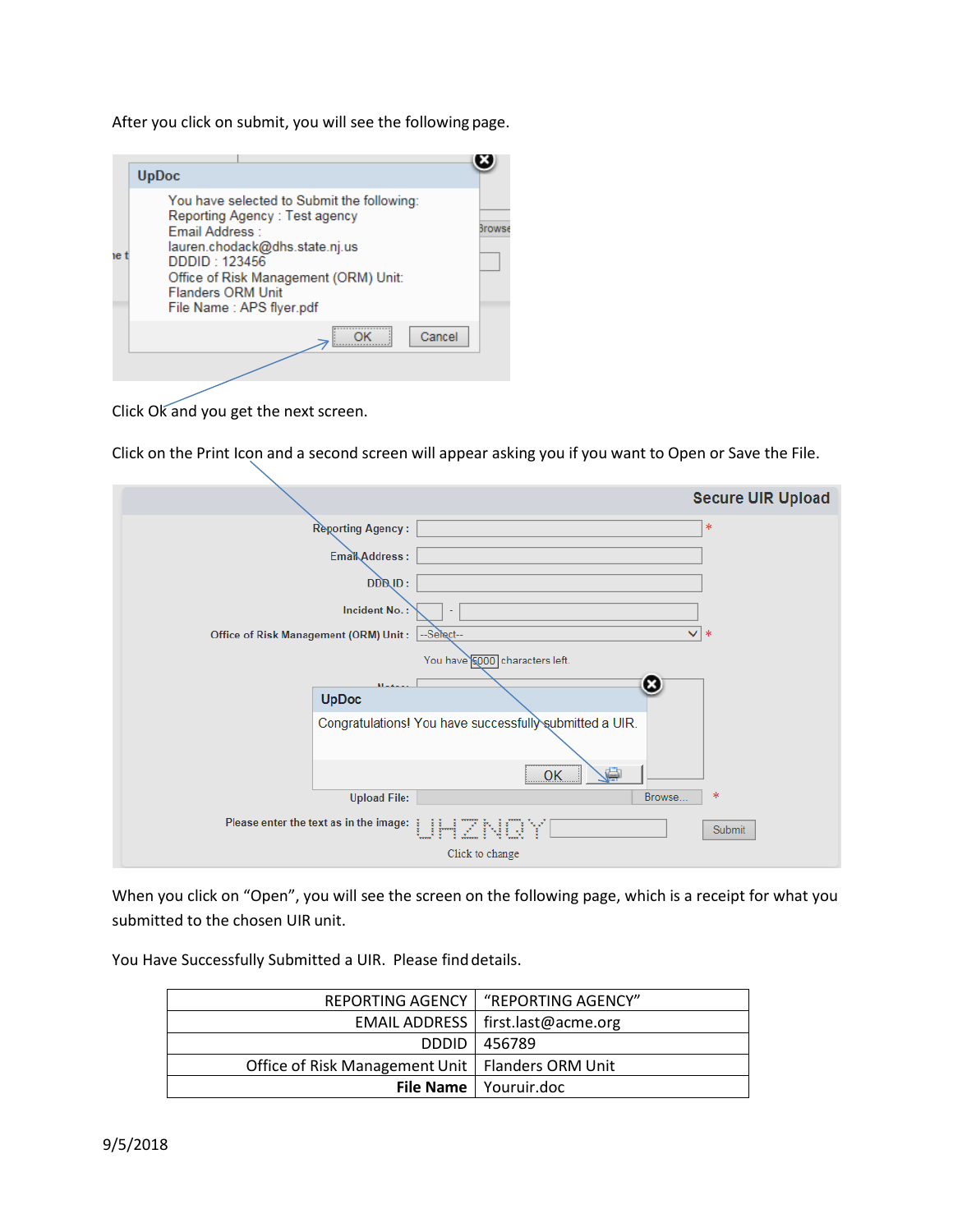After you click on submit, you will see the following page.

UpDoc

You have selected to Submit the following:
Reporting Agency : Test agency
Email Address :
lauren.chodack@dhs.state.nj.us
DDDID : 123456
Office of Risk Management (ORM) Unit:
Flanders ORM Unit
File Name : APS flyer.pdf

OK Cancel

Click Ok and you get the next screen.

Click on the Print Icon and a second screen will appear asking you if you want to Open or Save the File.

Secure UIR Upload

Reporting Agency :
Email Address :
DDD ID :
Incident No. :
Office of Risk Management (ORM) Unit : --Select--
You have 5000 characters left.

UpDoc

Congratulations! You have successfully submitted a UIR.

OK

Upload File: Browse...
Please enter the text as in the image: UHZNQY Submit
Click to change

When you click on "Open", you will see the screen on the following page, which is a receipt for what you submitted to the chosen UIR unit.

You Have Successfully Submitted a UIR. Please find details.

| | |
|---|---|
| REPORTING AGENCY | "REPORTING AGENCY" |
| EMAIL ADDRESS | first.last@acme.org |
| DDDID | 456789 |
| Office of Risk Management Unit | Flanders ORM Unit |
| **File Name** | Youruir.doc |

9/5/2018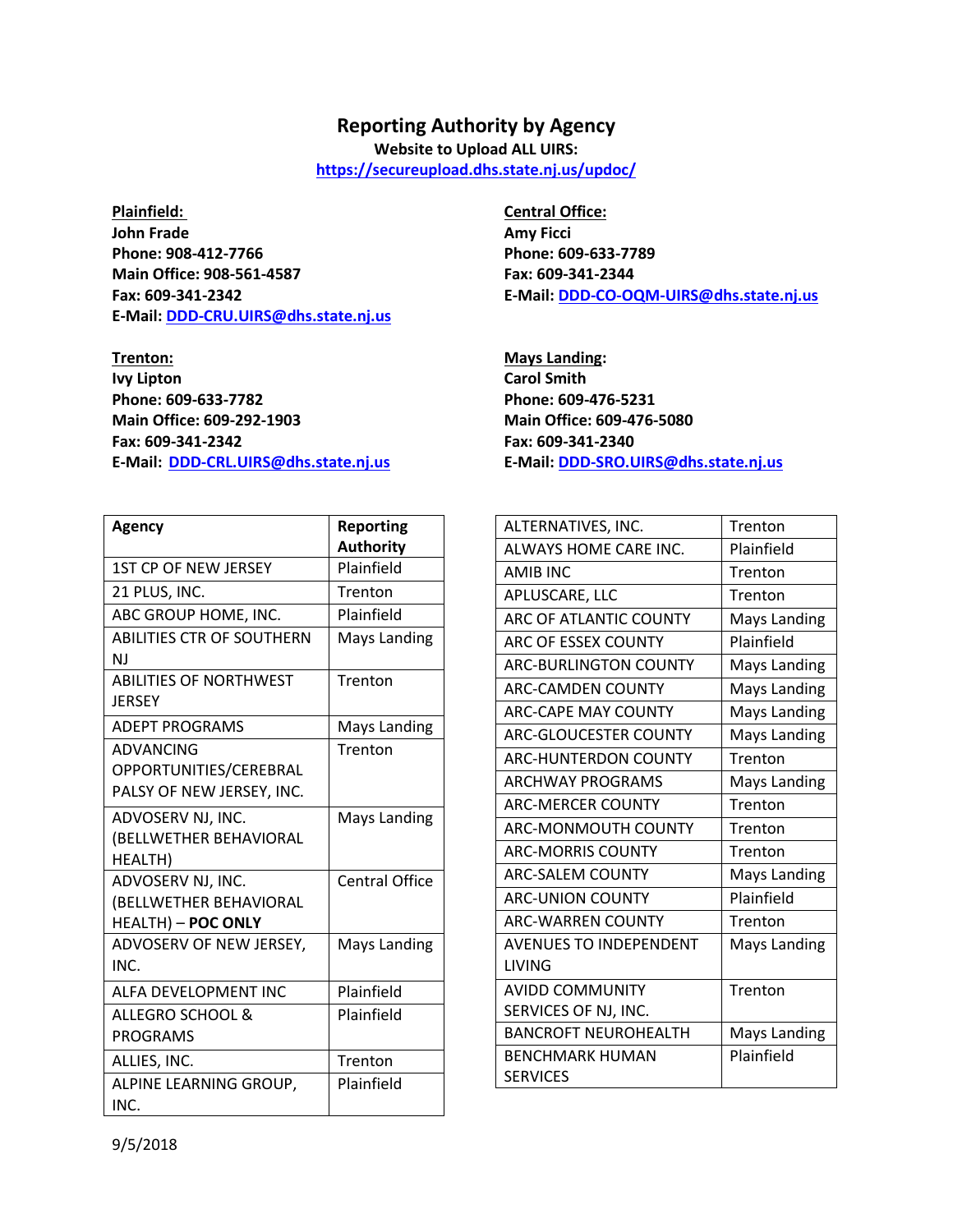# Reporting Authority by Agency

**Website to Upload ALL UIRS:**
**https://secureupload.dhs.state.nj.us/updoc/**

**Plainfield:**
**John Frade**
**Phone: 908-412-7766**
**Main Office: 908-561-4587**
**Fax: 609-341-2342**
**E-Mail: DDD-CRU.UIRS@dhs.state.nj.us**

**Trenton:**
**Ivy Lipton**
**Phone: 609-633-7782**
**Main Office: 609-292-1903**
**Fax: 609-341-2342**
**E-Mail: DDD-CRL.UIRS@dhs.state.nj.us**

**Central Office:**
**Amy Ficci**
**Phone: 609-633-7789**
**Fax: 609-341-2344**
**E-Mail: DDD-CO-OQM-UIRS@dhs.state.nj.us**

**Mays Landing:**
**Carol Smith**
**Phone: 609-476-5231**
**Main Office: 609-476-5080**
**Fax: 609-341-2340**
**E-Mail: DDD-SRO.UIRS@dhs.state.nj.us**

| Agency | Reporting Authority |
|---|---|
| 1ST CP OF NEW JERSEY | Plainfield |
| 21 PLUS, INC. | Trenton |
| ABC GROUP HOME, INC. | Plainfield |
| ABILITIES CTR OF SOUTHERN NJ | Mays Landing |
| ABILITIES OF NORTHWEST JERSEY | Trenton |
| ADEPT PROGRAMS | Mays Landing |
| ADVANCING OPPORTUNITIES/CEREBRAL PALSY OF NEW JERSEY, INC. | Trenton |
| ADVOSERV NJ, INC. (BELLWETHER BEHAVIORAL HEALTH) | Mays Landing |
| ADVOSERV NJ, INC. (BELLWETHER BEHAVIORAL HEALTH) – **POC ONLY** | Central Office |
| ADVOSERV OF NEW JERSEY, INC. | Mays Landing |
| ALFA DEVELOPMENT INC | Plainfield |
| ALLEGRO SCHOOL & PROGRAMS | Plainfield |
| ALLIES, INC. | Trenton |
| ALPINE LEARNING GROUP, INC. | Plainfield |
| ALTERNATIVES, INC. | Trenton |
| ALWAYS HOME CARE INC. | Plainfield |
| AMIB INC | Trenton |
| APLUSCARE, LLC | Trenton |
| ARC OF ATLANTIC COUNTY | Mays Landing |
| ARC OF ESSEX COUNTY | Plainfield |
| ARC-BURLINGTON COUNTY | Mays Landing |
| ARC-CAMDEN COUNTY | Mays Landing |
| ARC-CAPE MAY COUNTY | Mays Landing |
| ARC-GLOUCESTER COUNTY | Mays Landing |
| ARC-HUNTERDON COUNTY | Trenton |
| ARCHWAY PROGRAMS | Mays Landing |
| ARC-MERCER COUNTY | Trenton |
| ARC-MONMOUTH COUNTY | Trenton |
| ARC-MORRIS COUNTY | Trenton |
| ARC-SALEM COUNTY | Mays Landing |
| ARC-UNION COUNTY | Plainfield |
| ARC-WARREN COUNTY | Trenton |
| AVENUES TO INDEPENDENT LIVING | Mays Landing |
| AVIDD COMMUNITY SERVICES OF NJ, INC. | Trenton |
| BANCROFT NEUROHEALTH | Mays Landing |
| BENCHMARK HUMAN SERVICES | Plainfield |

9/5/2018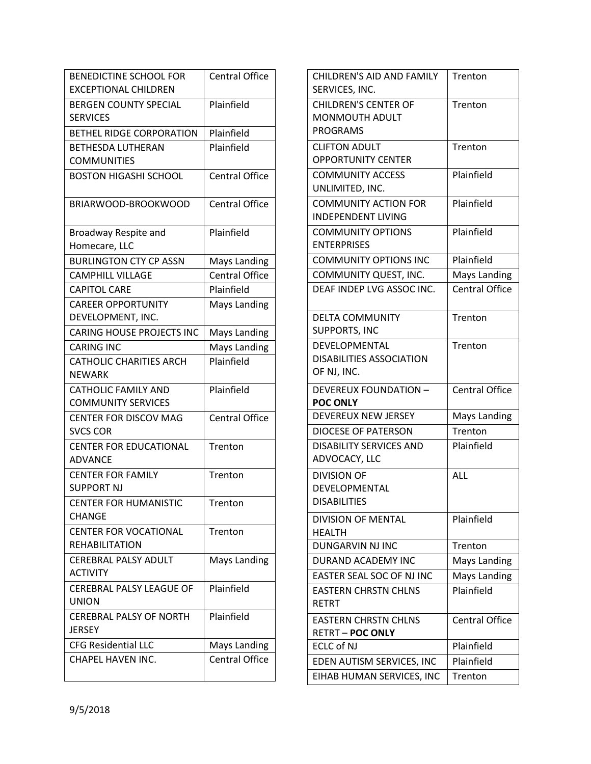| | |
|---|---|
| BENEDICTINE SCHOOL FOR EXCEPTIONAL CHILDREN | Central Office |
| BERGEN COUNTY SPECIAL SERVICES | Plainfield |
| BETHEL RIDGE CORPORATION | Plainfield |
| BETHESDA LUTHERAN COMMUNITIES | Plainfield |
| BOSTON HIGASHI SCHOOL | Central Office |
| BRIARWOOD-BROOKWOOD | Central Office |
| Broadway Respite and Homecare, LLC | Plainfield |
| BURLINGTON CTY CP ASSN | Mays Landing |
| CAMPHILL VILLAGE | Central Office |
| CAPITOL CARE | Plainfield |
| CAREER OPPORTUNITY DEVELOPMENT, INC. | Mays Landing |
| CARING HOUSE PROJECTS INC | Mays Landing |
| CARING INC | Mays Landing |
| CATHOLIC CHARITIES ARCH NEWARK | Plainfield |
| CATHOLIC FAMILY AND COMMUNITY SERVICES | Plainfield |
| CENTER FOR DISCOV MAG SVCS COR | Central Office |
| CENTER FOR EDUCATIONAL ADVANCE | Trenton |
| CENTER FOR FAMILY SUPPORT NJ | Trenton |
| CENTER FOR HUMANISTIC CHANGE | Trenton |
| CENTER FOR VOCATIONAL REHABILITATION | Trenton |
| CEREBRAL PALSY ADULT ACTIVITY | Mays Landing |
| CEREBRAL PALSY LEAGUE OF UNION | Plainfield |
| CEREBRAL PALSY OF NORTH JERSEY | Plainfield |
| CFG Residential LLC | Mays Landing |
| CHAPEL HAVEN INC. | Central Office |

| | |
|---|---|
| CHILDREN'S AID AND FAMILY SERVICES, INC. | Trenton |
| CHILDREN'S CENTER OF MONMOUTH ADULT PROGRAMS | Trenton |
| CLIFTON ADULT OPPORTUNITY CENTER | Trenton |
| COMMUNITY ACCESS UNLIMITED, INC. | Plainfield |
| COMMUNITY ACTION FOR INDEPENDENT LIVING | Plainfield |
| COMMUNITY OPTIONS ENTERPRISES | Plainfield |
| COMMUNITY OPTIONS INC | Plainfield |
| COMMUNITY QUEST, INC. | Mays Landing |
| DEAF INDEP LVG ASSOC INC. | Central Office |
| DELTA COMMUNITY SUPPORTS, INC | Trenton |
| DEVELOPMENTAL DISABILITIES ASSOCIATION OF NJ, INC. | Trenton |
| DEVEREUX FOUNDATION – **POC ONLY** | Central Office |
| DEVEREUX NEW JERSEY | Mays Landing |
| DIOCESE OF PATERSON | Trenton |
| DISABILITY SERVICES AND ADVOCACY, LLC | Plainfield |
| DIVISION OF DEVELOPMENTAL DISABILITIES | ALL |
| DIVISION OF MENTAL HEALTH | Plainfield |
| DUNGARVIN NJ INC | Trenton |
| DURAND ACADEMY INC | Mays Landing |
| EASTER SEAL SOC OF NJ INC | Mays Landing |
| EASTERN CHRSTN CHLNS RETRT | Plainfield |
| EASTERN CHRSTN CHLNS RETRT – **POC ONLY** | Central Office |
| ECLC of NJ | Plainfield |
| EDEN AUTISM SERVICES, INC | Plainfield |
| EIHAB HUMAN SERVICES, INC | Trenton |

9/5/2018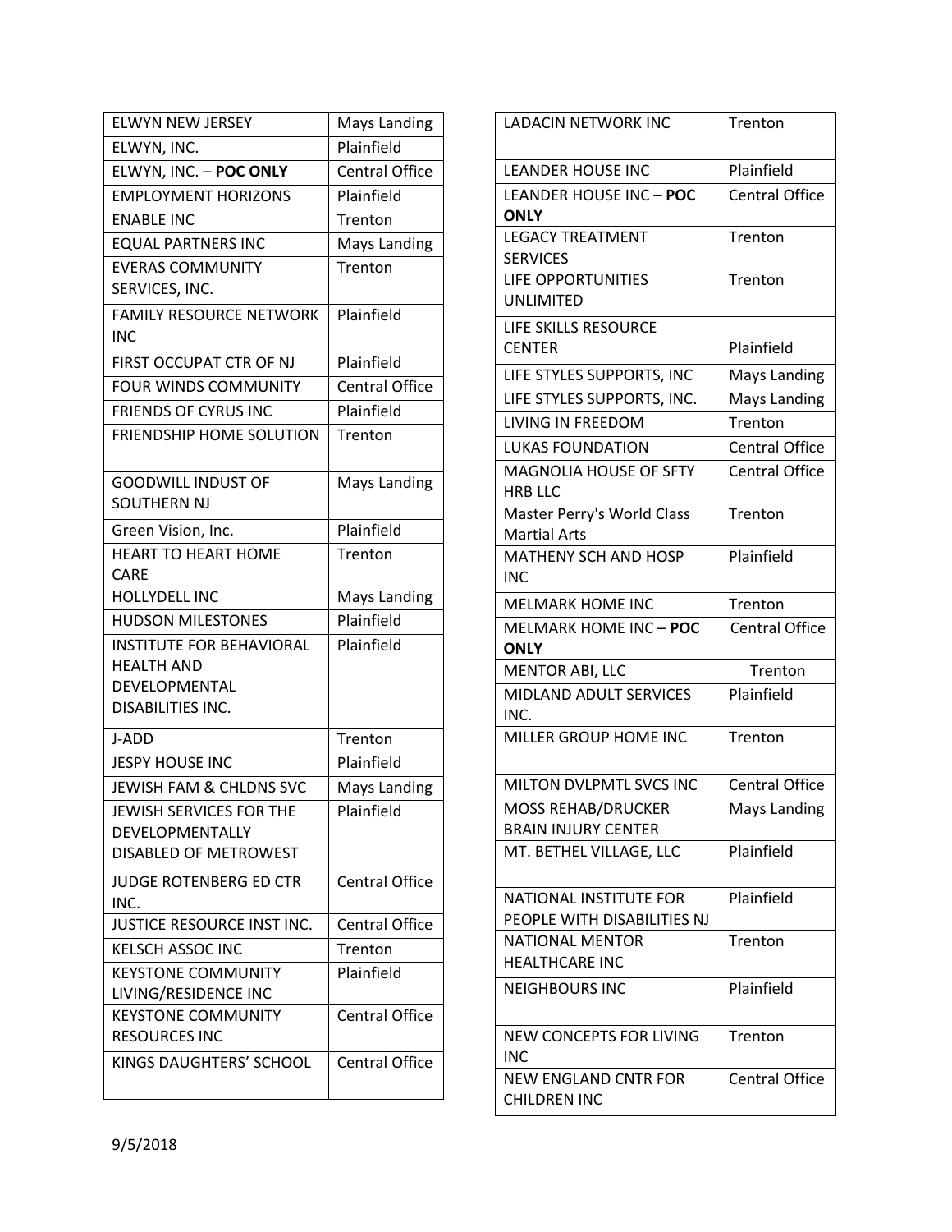| | |
|---|---|
| ELWYN NEW JERSEY | Mays Landing |
| ELWYN, INC. | Plainfield |
| ELWYN, INC. – **POC ONLY** | Central Office |
| EMPLOYMENT HORIZONS | Plainfield |
| ENABLE INC | Trenton |
| EQUAL PARTNERS INC | Mays Landing |
| EVERAS COMMUNITY SERVICES, INC. | Trenton |
| FAMILY RESOURCE NETWORK INC | Plainfield |
| FIRST OCCUPAT CTR OF NJ | Plainfield |
| FOUR WINDS COMMUNITY | Central Office |
| FRIENDS OF CYRUS INC | Plainfield |
| FRIENDSHIP HOME SOLUTION | Trenton |
| GOODWILL INDUST OF SOUTHERN NJ | Mays Landing |
| Green Vision, Inc. | Plainfield |
| HEART TO HEART HOME CARE | Trenton |
| HOLLYDELL INC | Mays Landing |
| HUDSON MILESTONES | Plainfield |
| INSTITUTE FOR BEHAVIORAL HEALTH AND DEVELOPMENTAL DISABILITIES INC. | Plainfield |
| J-ADD | Trenton |
| JESPY HOUSE INC | Plainfield |
| JEWISH FAM & CHLDNS SVC | Mays Landing |
| JEWISH SERVICES FOR THE DEVELOPMENTALLY DISABLED OF METROWEST | Plainfield |
| JUDGE ROTENBERG ED CTR INC. | Central Office |
| JUSTICE RESOURCE INST INC. | Central Office |
| KELSCH ASSOC INC | Trenton |
| KEYSTONE COMMUNITY LIVING/RESIDENCE INC | Plainfield |
| KEYSTONE COMMUNITY RESOURCES INC | Central Office |
| KINGS DAUGHTERS' SCHOOL | Central Office |

| | |
|---|---|
| LADACIN NETWORK INC | Trenton |
| LEANDER HOUSE INC | Plainfield |
| LEANDER HOUSE INC – **POC ONLY** | Central Office |
| LEGACY TREATMENT SERVICES | Trenton |
| LIFE OPPORTUNITIES UNLIMITED | Trenton |
| LIFE SKILLS RESOURCE CENTER | Plainfield |
| LIFE STYLES SUPPORTS, INC | Mays Landing |
| LIFE STYLES SUPPORTS, INC. | Mays Landing |
| LIVING IN FREEDOM | Trenton |
| LUKAS FOUNDATION | Central Office |
| MAGNOLIA HOUSE OF SFTY HRB LLC | Central Office |
| Master Perry's World Class Martial Arts | Trenton |
| MATHENY SCH AND HOSP INC | Plainfield |
| MELMARK HOME INC | Trenton |
| MELMARK HOME INC – **POC ONLY** | Central Office |
| MENTOR ABI, LLC | Trenton |
| MIDLAND ADULT SERVICES INC. | Plainfield |
| MILLER GROUP HOME INC | Trenton |
| MILTON DVLPMTL SVCS INC | Central Office |
| MOSS REHAB/DRUCKER BRAIN INJURY CENTER | Mays Landing |
| MT. BETHEL VILLAGE, LLC | Plainfield |
| NATIONAL INSTITUTE FOR PEOPLE WITH DISABILITIES NJ | Plainfield |
| NATIONAL MENTOR HEALTHCARE INC | Trenton |
| NEIGHBOURS INC | Plainfield |
| NEW CONCEPTS FOR LIVING INC | Trenton |
| NEW ENGLAND CNTR FOR CHILDREN INC | Central Office |

9/5/2018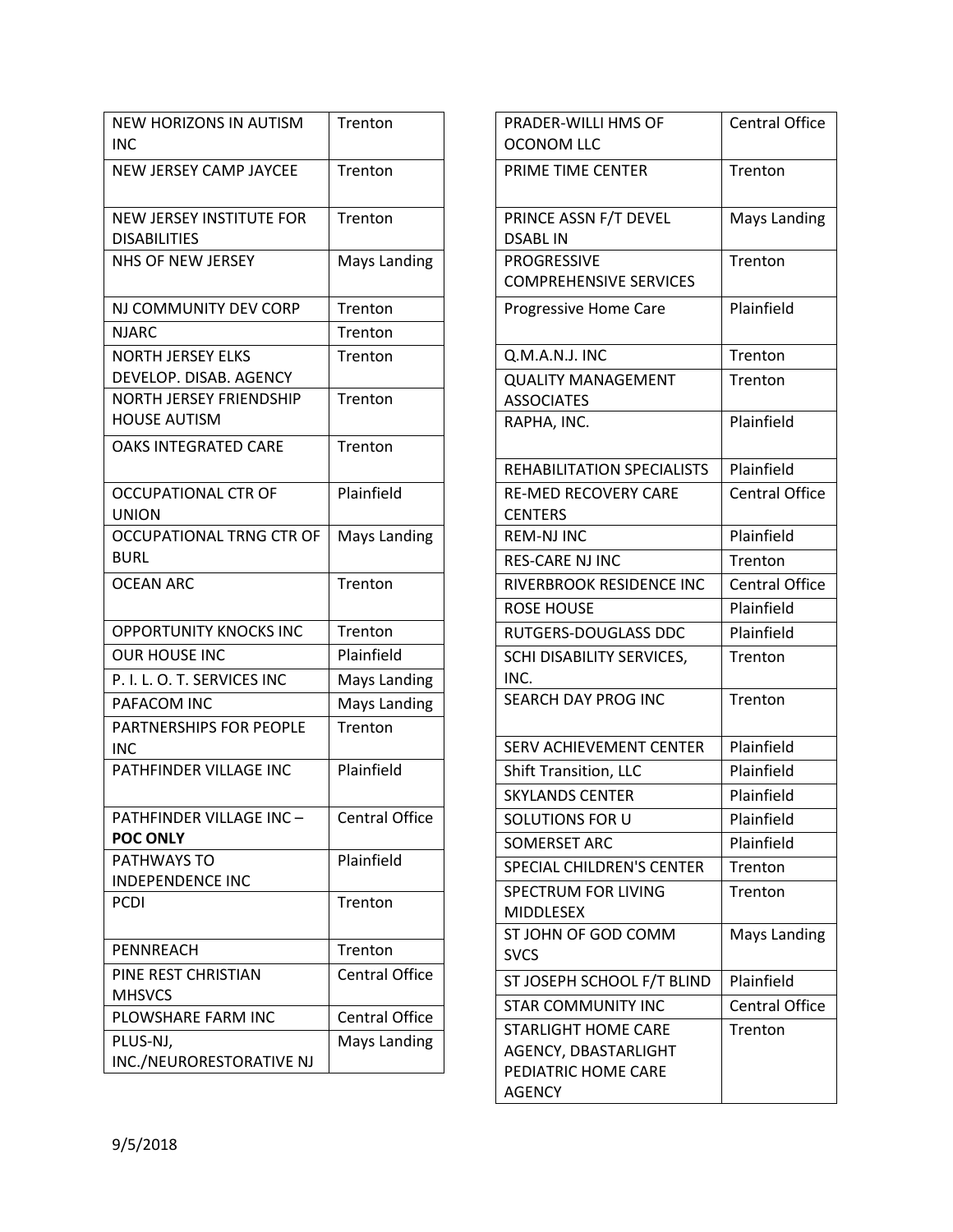| | |
|---|---|
| NEW HORIZONS IN AUTISM INC | Trenton |
| NEW JERSEY CAMP JAYCEE | Trenton |
| NEW JERSEY INSTITUTE FOR DISABILITIES | Trenton |
| NHS OF NEW JERSEY | Mays Landing |
| NJ COMMUNITY DEV CORP | Trenton |
| NJARC | Trenton |
| NORTH JERSEY ELKS DEVELOP. DISAB. AGENCY | Trenton |
| NORTH JERSEY FRIENDSHIP HOUSE AUTISM | Trenton |
| OAKS INTEGRATED CARE | Trenton |
| OCCUPATIONAL CTR OF UNION | Plainfield |
| OCCUPATIONAL TRNG CTR OF BURL | Mays Landing |
| OCEAN ARC | Trenton |
| OPPORTUNITY KNOCKS INC | Trenton |
| OUR HOUSE INC | Plainfield |
| P. I. L. O. T. SERVICES INC | Mays Landing |
| PAFACOM INC | Mays Landing |
| PARTNERSHIPS FOR PEOPLE INC | Trenton |
| PATHFINDER VILLAGE INC | Plainfield |
| PATHFINDER VILLAGE INC – **POC ONLY** | Central Office |
| PATHWAYS TO INDEPENDENCE INC | Plainfield |
| PCDI | Trenton |
| PENNREACH | Trenton |
| PINE REST CHRISTIAN MHSVCS | Central Office |
| PLOWSHARE FARM INC | Central Office |
| PLUS-NJ, INC./NEURORESTORATIVE NJ | Mays Landing |
| PRADER-WILLI HMS OF OCONOM LLC | Central Office |
| PRIME TIME CENTER | Trenton |
| PRINCE ASSN F/T DEVEL DSABL IN | Mays Landing |
| PROGRESSIVE COMPREHENSIVE SERVICES | Trenton |
| Progressive Home Care | Plainfield |
| Q.M.A.N.J. INC | Trenton |
| QUALITY MANAGEMENT ASSOCIATES | Trenton |
| RAPHA, INC. | Plainfield |
| REHABILITATION SPECIALISTS | Plainfield |
| RE-MED RECOVERY CARE CENTERS | Central Office |
| REM-NJ INC | Plainfield |
| RES-CARE NJ INC | Trenton |
| RIVERBROOK RESIDENCE INC | Central Office |
| ROSE HOUSE | Plainfield |
| RUTGERS-DOUGLASS DDC | Plainfield |
| SCHI DISABILITY SERVICES, INC. | Trenton |
| SEARCH DAY PROG INC | Trenton |
| SERV ACHIEVEMENT CENTER | Plainfield |
| Shift Transition, LLC | Plainfield |
| SKYLANDS CENTER | Plainfield |
| SOLUTIONS FOR U | Plainfield |
| SOMERSET ARC | Plainfield |
| SPECIAL CHILDREN'S CENTER | Trenton |
| SPECTRUM FOR LIVING MIDDLESEX | Trenton |
| ST JOHN OF GOD COMM SVCS | Mays Landing |
| ST JOSEPH SCHOOL F/T BLIND | Plainfield |
| STAR COMMUNITY INC | Central Office |
| STARLIGHT HOME CARE AGENCY, DBASTARLIGHT PEDIATRIC HOME CARE AGENCY | Trenton |

9/5/2018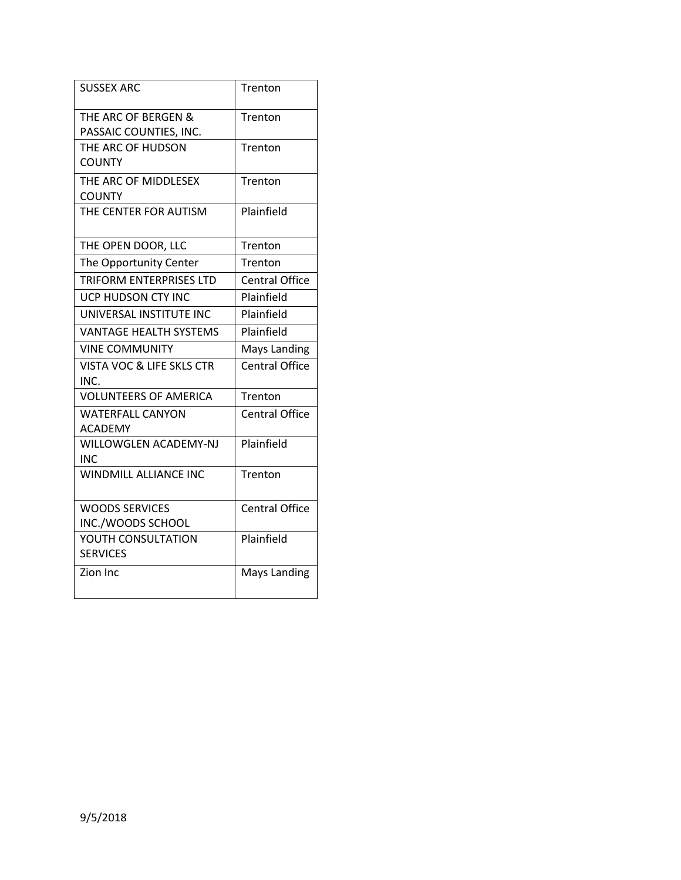| | |
|---|---|
| SUSSEX ARC | Trenton |
| THE ARC OF BERGEN & PASSAIC COUNTIES, INC. | Trenton |
| THE ARC OF HUDSON COUNTY | Trenton |
| THE ARC OF MIDDLESEX COUNTY | Trenton |
| THE CENTER FOR AUTISM | Plainfield |
| THE OPEN DOOR, LLC | Trenton |
| The Opportunity Center | Trenton |
| TRIFORM ENTERPRISES LTD | Central Office |
| UCP HUDSON CTY INC | Plainfield |
| UNIVERSAL INSTITUTE INC | Plainfield |
| VANTAGE HEALTH SYSTEMS | Plainfield |
| VINE COMMUNITY | Mays Landing |
| VISTA VOC & LIFE SKLS CTR INC. | Central Office |
| VOLUNTEERS OF AMERICA | Trenton |
| WATERFALL CANYON ACADEMY | Central Office |
| WILLOWGLEN ACADEMY-NJ INC | Plainfield |
| WINDMILL ALLIANCE INC | Trenton |
| WOODS SERVICES INC./WOODS SCHOOL | Central Office |
| YOUTH CONSULTATION SERVICES | Plainfield |
| Zion Inc | Mays Landing |

9/5/2018